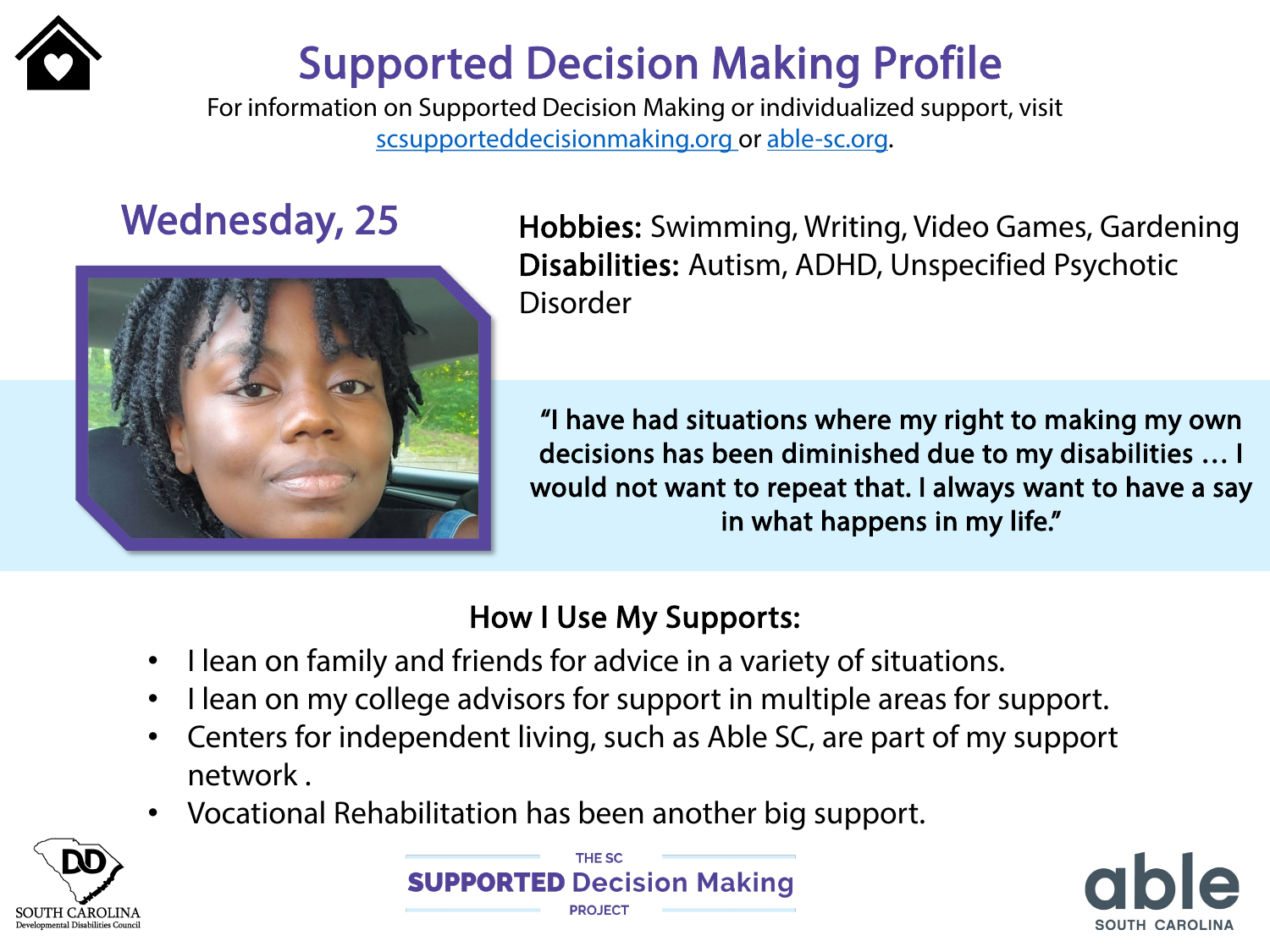# Supported Decision Making Profile

For information on Supported Decision Making or individualized support, visit scsupporteddecisionmaking.org or able-sc.org.

## Wednesday, 25

**Hobbies:** Swimming, Writing, Video Games, Gardening
**Disabilities:** Autism, ADHD, Unspecified Psychotic Disorder

**"I have had situations where my right to making my own decisions has been diminished due to my disabilities … I would not want to repeat that. I always want to have a say in what happens in my life."**

### How I Use My Supports:

- I lean on family and friends for advice in a variety of situations.
- I lean on my college advisors for support in multiple areas for support.
- Centers for independent living, such as Able SC, are part of my support network .
- Vocational Rehabilitation has been another big support.

SOUTH CAROLINA Developmental Disabilities Council

THE SC SUPPORTED Decision Making PROJECT

able SOUTH CAROLINA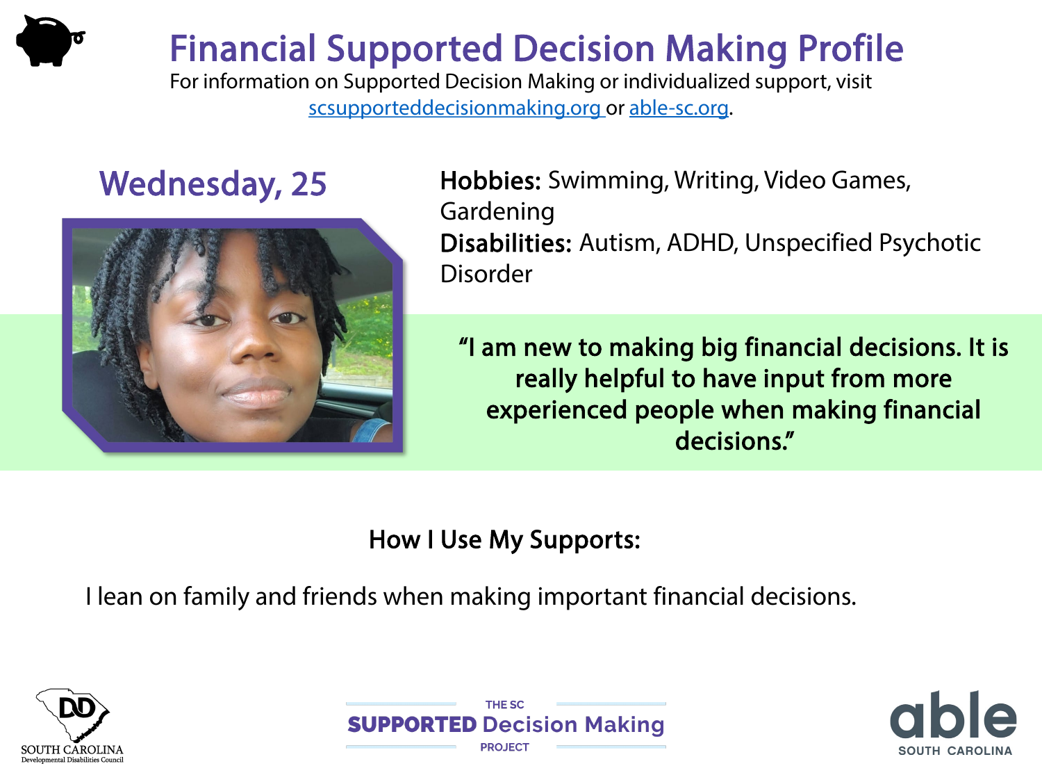# Financial Supported Decision Making Profile

For information on Supported Decision Making or individualized support, visit scsupporteddecisionmaking.org or able-sc.org.

## Wednesday, 25

**Hobbies:** Swimming, Writing, Video Games, Gardening

**Disabilities:** Autism, ADHD, Unspecified Psychotic Disorder

**"I am new to making big financial decisions. It is really helpful to have input from more experienced people when making financial decisions."**

### How I Use My Supports:

I lean on family and friends when making important financial decisions.

SOUTH CAROLINA Developmental Disabilities Council

THE SC SUPPORTED Decision Making PROJECT

able SOUTH CAROLINA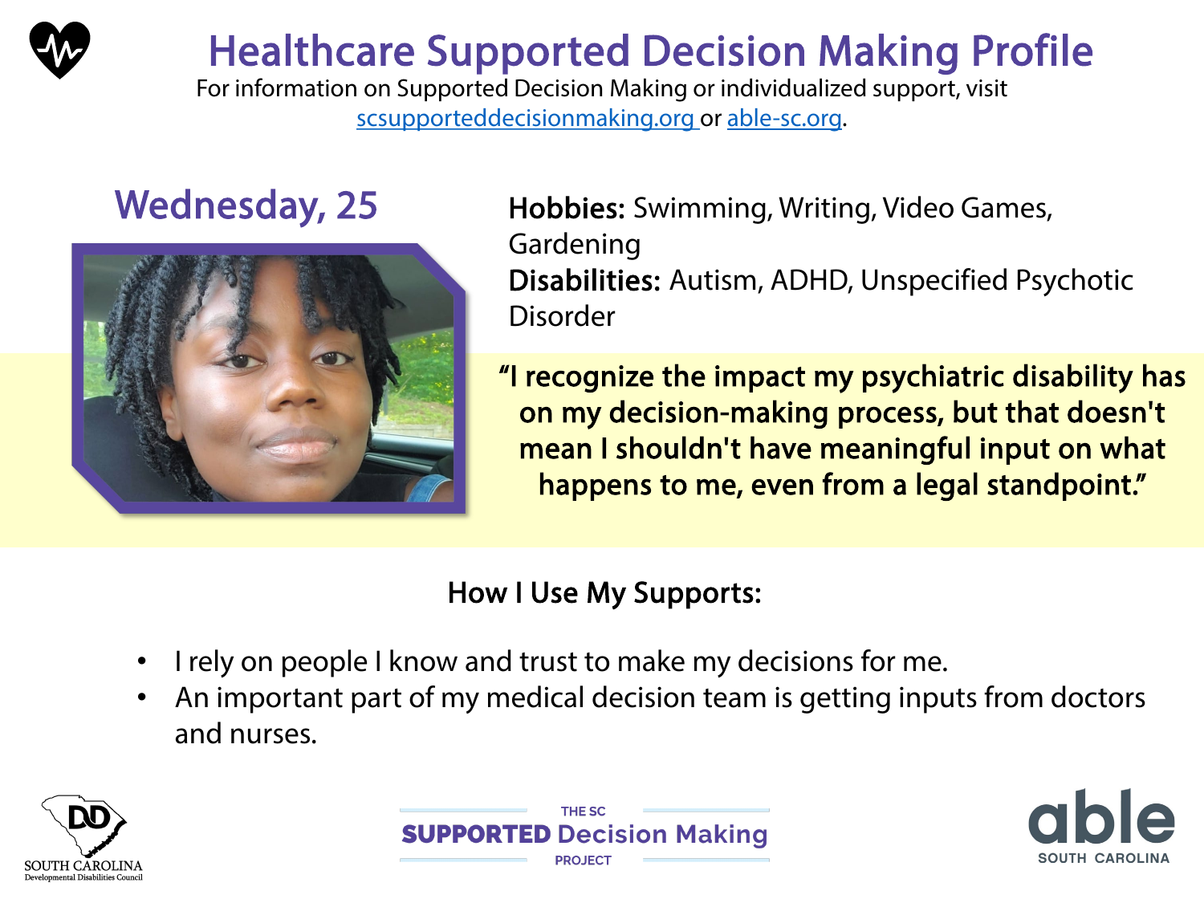# Healthcare Supported Decision Making Profile

For information on Supported Decision Making or individualized support, visit [scsupporteddecisionmaking.org](scsupporteddecisionmaking.org) or [able-sc.org](able-sc.org).

## Wednesday, 25

**Hobbies:** Swimming, Writing, Video Games, Gardening

**Disabilities:** Autism, ADHD, Unspecified Psychotic Disorder

**"I recognize the impact my psychiatric disability has on my decision-making process, but that doesn't mean I shouldn't have meaningful input on what happens to me, even from a legal standpoint."**

### How I Use My Supports:

- I rely on people I know and trust to make my decisions for me.
- An important part of my medical decision team is getting inputs from doctors and nurses.

SOUTH CAROLINA Developmental Disabilities Council

THE SC SUPPORTED Decision Making PROJECT

able SOUTH CAROLINA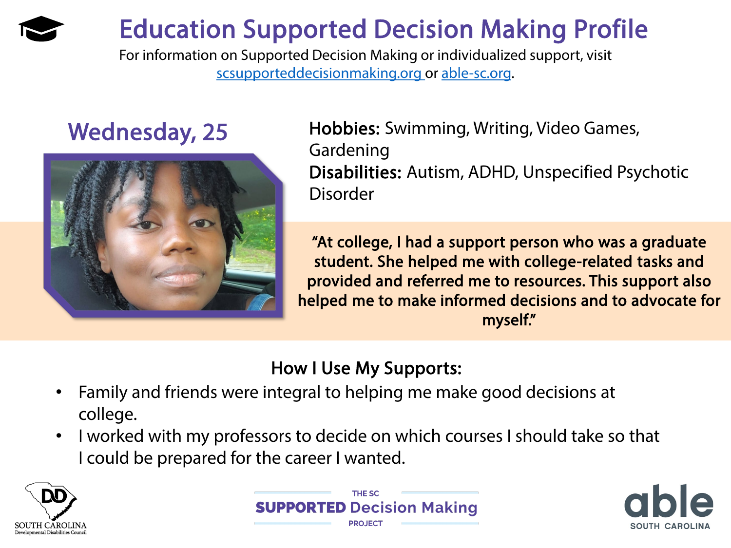# Education Supported Decision Making Profile

For information on Supported Decision Making or individualized support, visit scsupporteddecisionmaking.org or able-sc.org.

## Wednesday, 25

**Hobbies:** Swimming, Writing, Video Games, Gardening

**Disabilities:** Autism, ADHD, Unspecified Psychotic Disorder

**"At college, I had a support person who was a graduate student. She helped me with college-related tasks and provided and referred me to resources. This support also helped me to make informed decisions and to advocate for myself."**

### How I Use My Supports:

- Family and friends were integral to helping me make good decisions at college.
- I worked with my professors to decide on which courses I should take so that I could be prepared for the career I wanted.

SOUTH CAROLINA Developmental Disabilities Council

THE SC SUPPORTED Decision Making PROJECT

able SOUTH CAROLINA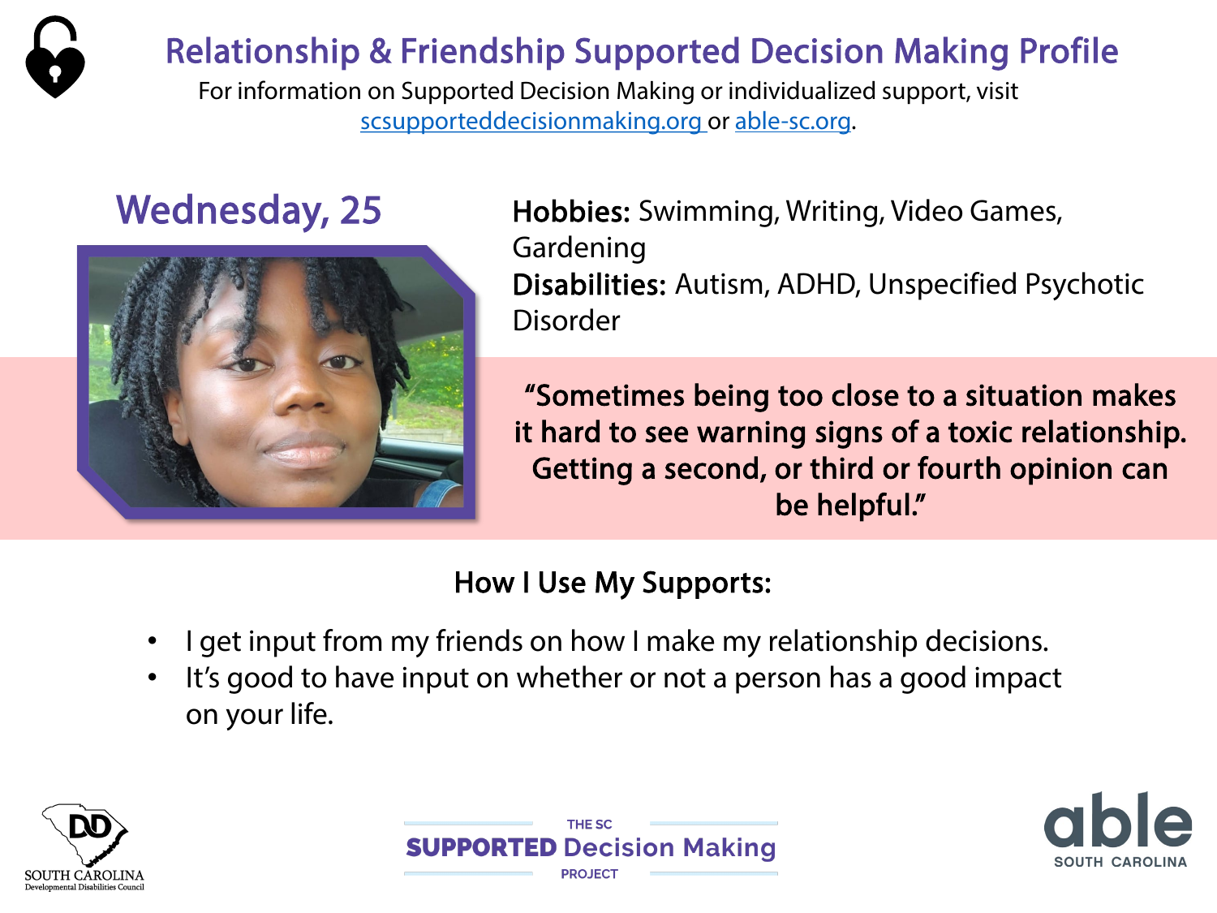# Relationship & Friendship Supported Decision Making Profile

For information on Supported Decision Making or individualized support, visit scsupporteddecisionmaking.org or able-sc.org.

## Wednesday, 25

**Hobbies:** Swimming, Writing, Video Games, Gardening

**Disabilities:** Autism, ADHD, Unspecified Psychotic Disorder

**"Sometimes being too close to a situation makes it hard to see warning signs of a toxic relationship. Getting a second, or third or fourth opinion can be helpful."**

### How I Use My Supports:

- I get input from my friends on how I make my relationship decisions.
- It's good to have input on whether or not a person has a good impact on your life.

SOUTH CAROLINA Developmental Disabilities Council

THE SC SUPPORTED Decision Making PROJECT

able SOUTH CAROLINA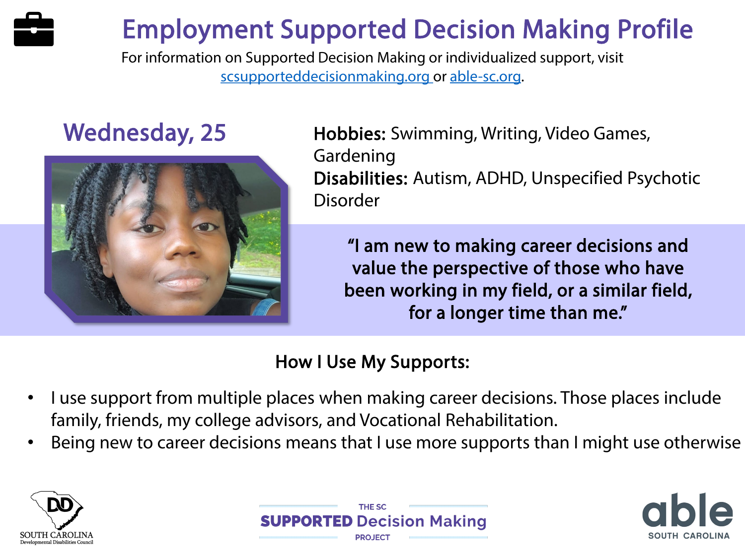# Employment Supported Decision Making Profile

For information on Supported Decision Making or individualized support, visit [scsupporteddecisionmaking.org](scsupporteddecisionmaking.org) or [able-sc.org](able-sc.org).

## Wednesday, 25

**Hobbies:** Swimming, Writing, Video Games, Gardening

**Disabilities:** Autism, ADHD, Unspecified Psychotic Disorder

**"I am new to making career decisions and value the perspective of those who have been working in my field, or a similar field, for a longer time than me."**

### How I Use My Supports:

- I use support from multiple places when making career decisions. Those places include family, friends, my college advisors, and Vocational Rehabilitation.
- Being new to career decisions means that I use more supports than I might use otherwise

SOUTH CAROLINA Developmental Disabilities Council

THE SC SUPPORTED Decision Making PROJECT

able SOUTH CAROLINA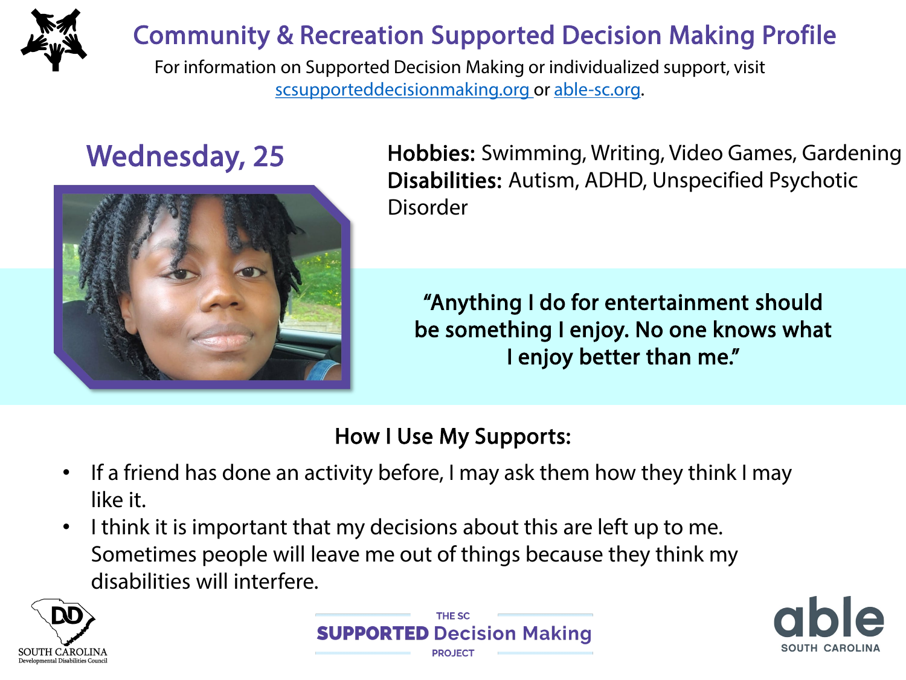# Community & Recreation Supported Decision Making Profile

For information on Supported Decision Making or individualized support, visit scsupporteddecisionmaking.org or able-sc.org.

## Wednesday, 25

**Hobbies:** Swimming, Writing, Video Games, Gardening
**Disabilities:** Autism, ADHD, Unspecified Psychotic Disorder

**"Anything I do for entertainment should be something I enjoy. No one knows what I enjoy better than me."**

### How I Use My Supports:

- If a friend has done an activity before, I may ask them how they think I may like it.
- I think it is important that my decisions about this are left up to me. Sometimes people will leave me out of things because they think my disabilities will interfere.

SOUTH CAROLINA Developmental Disabilities Council

THE SC SUPPORTED Decision Making PROJECT

able SOUTH CAROLINA